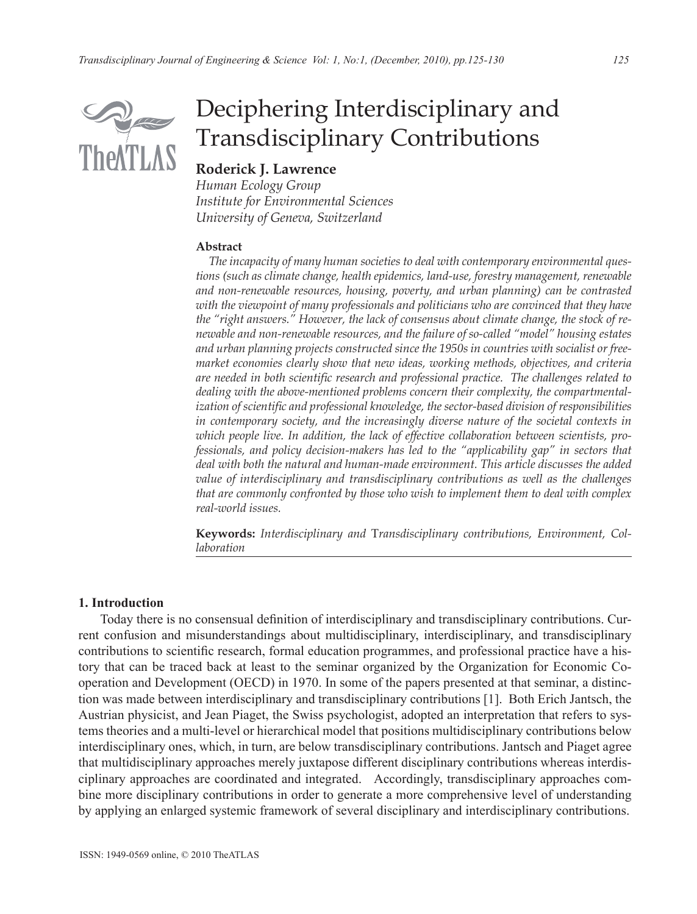# Deciphering Interdisciplinary and Transdisciplinary Contributions

**Roderick J. Lawrence**
*Human Ecology Group*
*Institute for Environmental Sciences*
*University of Geneva, Switzerland*

### Abstract

*The incapacity of many human societies to deal with contemporary environmental questions (such as climate change, health epidemics, land-use, forestry management, renewable and non-renewable resources, housing, poverty, and urban planning) can be contrasted with the viewpoint of many professionals and politicians who are convinced that they have the "right answers." However, the lack of consensus about climate change, the stock of renewable and non-renewable resources, and the failure of so-called "model" housing estates and urban planning projects constructed since the 1950s in countries with socialist or free-market economies clearly show that new ideas, working methods, objectives, and criteria are needed in both scientific research and professional practice. The challenges related to dealing with the above-mentioned problems concern their complexity, the compartmentalization of scientific and professional knowledge, the sector-based division of responsibilities in contemporary society, and the increasingly diverse nature of the societal contexts in which people live. In addition, the lack of effective collaboration between scientists, professionals, and policy decision-makers has led to the "applicability gap" in sectors that deal with both the natural and human-made environment. This article discusses the added value of interdisciplinary and transdisciplinary contributions as well as the challenges that are commonly confronted by those who wish to implement them to deal with complex real-world issues.*

**Keywords:** *Interdisciplinary and* T*ransdisciplinary contributions, Environment, Collaboration*

## 1. Introduction

Today there is no consensual definition of interdisciplinary and transdisciplinary contributions. Current confusion and misunderstandings about multidisciplinary, interdisciplinary, and transdisciplinary contributions to scientific research, formal education programmes, and professional practice have a history that can be traced back at least to the seminar organized by the Organization for Economic Co-operation and Development (OECD) in 1970. In some of the papers presented at that seminar, a distinction was made between interdisciplinary and transdisciplinary contributions [1]. Both Erich Jantsch, the Austrian physicist, and Jean Piaget, the Swiss psychologist, adopted an interpretation that refers to systems theories and a multi-level or hierarchical model that positions multidisciplinary contributions below interdisciplinary ones, which, in turn, are below transdisciplinary contributions. Jantsch and Piaget agree that multidisciplinary approaches merely juxtapose different disciplinary contributions whereas interdisciplinary approaches are coordinated and integrated. Accordingly, transdisciplinary approaches combine more disciplinary contributions in order to generate a more comprehensive level of understanding by applying an enlarged systemic framework of several disciplinary and interdisciplinary contributions.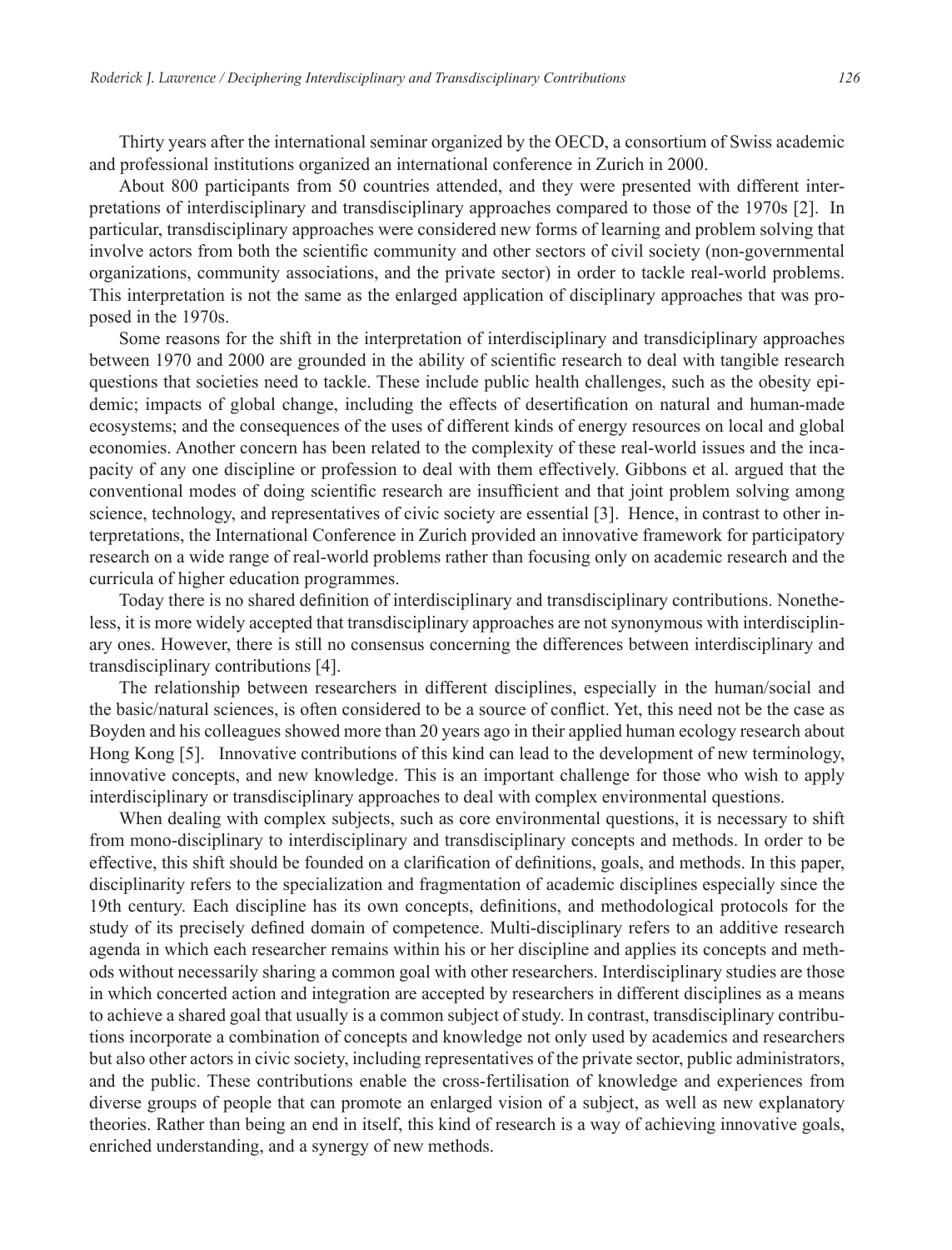Thirty years after the international seminar organized by the OECD, a consortium of Swiss academic and professional institutions organized an international conference in Zurich in 2000.

About 800 participants from 50 countries attended, and they were presented with different interpretations of interdisciplinary and transdisciplinary approaches compared to those of the 1970s [2]. In particular, transdisciplinary approaches were considered new forms of learning and problem solving that involve actors from both the scientific community and other sectors of civil society (non-governmental organizations, community associations, and the private sector) in order to tackle real-world problems. This interpretation is not the same as the enlarged application of disciplinary approaches that was proposed in the 1970s.

Some reasons for the shift in the interpretation of interdisciplinary and transdiciplinary approaches between 1970 and 2000 are grounded in the ability of scientific research to deal with tangible research questions that societies need to tackle. These include public health challenges, such as the obesity epidemic; impacts of global change, including the effects of desertification on natural and human-made ecosystems; and the consequences of the uses of different kinds of energy resources on local and global economies. Another concern has been related to the complexity of these real-world issues and the incapacity of any one discipline or profession to deal with them effectively. Gibbons et al. argued that the conventional modes of doing scientific research are insufficient and that joint problem solving among science, technology, and representatives of civic society are essential [3]. Hence, in contrast to other interpretations, the International Conference in Zurich provided an innovative framework for participatory research on a wide range of real-world problems rather than focusing only on academic research and the curricula of higher education programmes.

Today there is no shared definition of interdisciplinary and transdisciplinary contributions. Nonetheless, it is more widely accepted that transdisciplinary approaches are not synonymous with interdisciplinary ones. However, there is still no consensus concerning the differences between interdisciplinary and transdisciplinary contributions [4].

The relationship between researchers in different disciplines, especially in the human/social and the basic/natural sciences, is often considered to be a source of conflict. Yet, this need not be the case as Boyden and his colleagues showed more than 20 years ago in their applied human ecology research about Hong Kong [5]. Innovative contributions of this kind can lead to the development of new terminology, innovative concepts, and new knowledge. This is an important challenge for those who wish to apply interdisciplinary or transdisciplinary approaches to deal with complex environmental questions.

When dealing with complex subjects, such as core environmental questions, it is necessary to shift from mono-disciplinary to interdisciplinary and transdisciplinary concepts and methods. In order to be effective, this shift should be founded on a clarification of definitions, goals, and methods. In this paper, disciplinarity refers to the specialization and fragmentation of academic disciplines especially since the 19th century. Each discipline has its own concepts, definitions, and methodological protocols for the study of its precisely defined domain of competence. Multi-disciplinary refers to an additive research agenda in which each researcher remains within his or her discipline and applies its concepts and methods without necessarily sharing a common goal with other researchers. Interdisciplinary studies are those in which concerted action and integration are accepted by researchers in different disciplines as a means to achieve a shared goal that usually is a common subject of study. In contrast, transdisciplinary contributions incorporate a combination of concepts and knowledge not only used by academics and researchers but also other actors in civic society, including representatives of the private sector, public administrators, and the public. These contributions enable the cross-fertilisation of knowledge and experiences from diverse groups of people that can promote an enlarged vision of a subject, as well as new explanatory theories. Rather than being an end in itself, this kind of research is a way of achieving innovative goals, enriched understanding, and a synergy of new methods.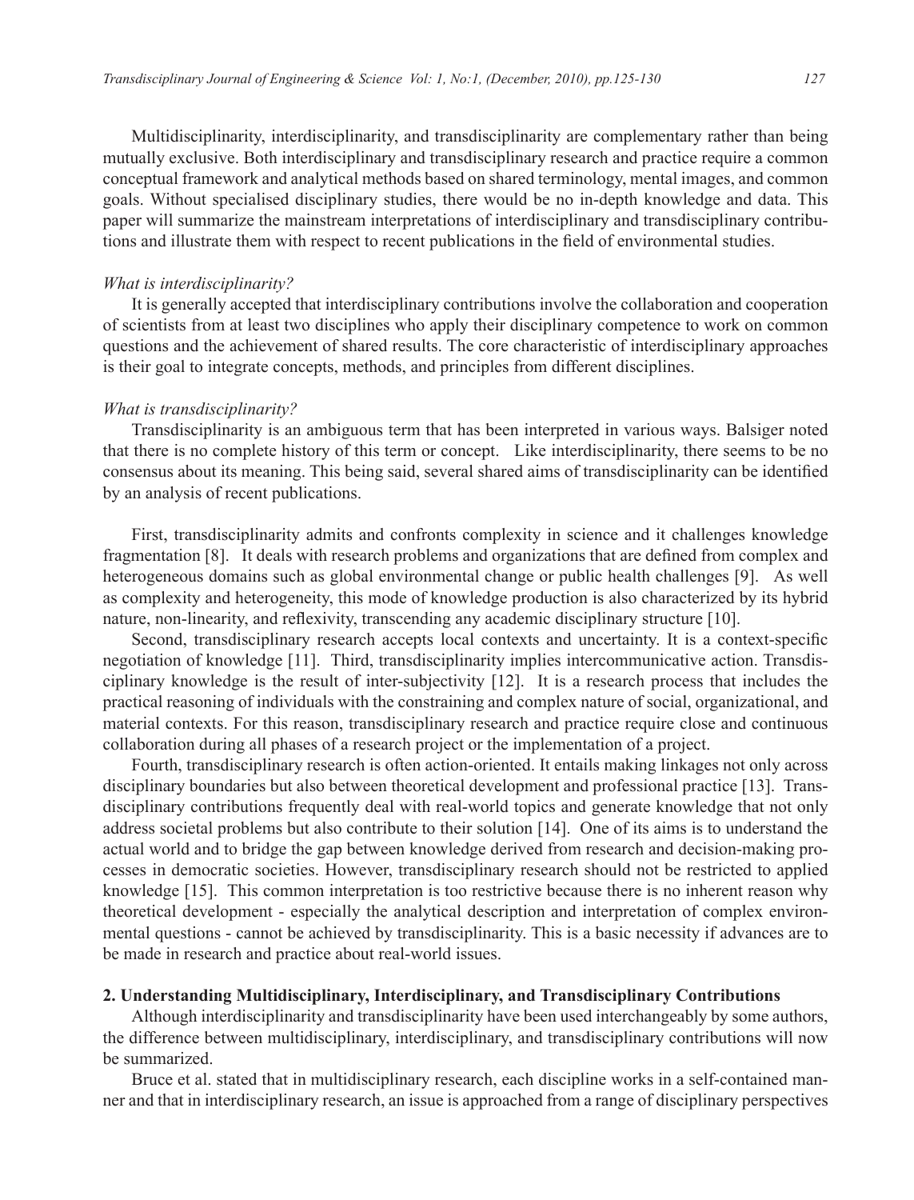Multidisciplinarity, interdisciplinarity, and transdisciplinarity are complementary rather than being mutually exclusive. Both interdisciplinary and transdisciplinary research and practice require a common conceptual framework and analytical methods based on shared terminology, mental images, and common goals. Without specialised disciplinary studies, there would be no in-depth knowledge and data. This paper will summarize the mainstream interpretations of interdisciplinary and transdisciplinary contributions and illustrate them with respect to recent publications in the field of environmental studies.

*What is interdisciplinarity?*

It is generally accepted that interdisciplinary contributions involve the collaboration and cooperation of scientists from at least two disciplines who apply their disciplinary competence to work on common questions and the achievement of shared results. The core characteristic of interdisciplinary approaches is their goal to integrate concepts, methods, and principles from different disciplines.

*What is transdisciplinarity?*

Transdisciplinarity is an ambiguous term that has been interpreted in various ways. Balsiger noted that there is no complete history of this term or concept. Like interdisciplinarity, there seems to be no consensus about its meaning. This being said, several shared aims of transdisciplinarity can be identified by an analysis of recent publications.

First, transdisciplinarity admits and confronts complexity in science and it challenges knowledge fragmentation [8]. It deals with research problems and organizations that are defined from complex and heterogeneous domains such as global environmental change or public health challenges [9]. As well as complexity and heterogeneity, this mode of knowledge production is also characterized by its hybrid nature, non-linearity, and reflexivity, transcending any academic disciplinary structure [10].

Second, transdisciplinary research accepts local contexts and uncertainty. It is a context-specific negotiation of knowledge [11]. Third, transdisciplinarity implies intercommunicative action. Transdisciplinary knowledge is the result of inter-subjectivity [12]. It is a research process that includes the practical reasoning of individuals with the constraining and complex nature of social, organizational, and material contexts. For this reason, transdisciplinary research and practice require close and continuous collaboration during all phases of a research project or the implementation of a project.

Fourth, transdisciplinary research is often action-oriented. It entails making linkages not only across disciplinary boundaries but also between theoretical development and professional practice [13]. Transdisciplinary contributions frequently deal with real-world topics and generate knowledge that not only address societal problems but also contribute to their solution [14]. One of its aims is to understand the actual world and to bridge the gap between knowledge derived from research and decision-making processes in democratic societies. However, transdisciplinary research should not be restricted to applied knowledge [15]. This common interpretation is too restrictive because there is no inherent reason why theoretical development - especially the analytical description and interpretation of complex environmental questions - cannot be achieved by transdisciplinarity. This is a basic necessity if advances are to be made in research and practice about real-world issues.

## 2. Understanding Multidisciplinary, Interdisciplinary, and Transdisciplinary Contributions

Although interdisciplinarity and transdisciplinarity have been used interchangeably by some authors, the difference between multidisciplinary, interdisciplinary, and transdisciplinary contributions will now be summarized.

Bruce et al. stated that in multidisciplinary research, each discipline works in a self-contained manner and that in interdisciplinary research, an issue is approached from a range of disciplinary perspectives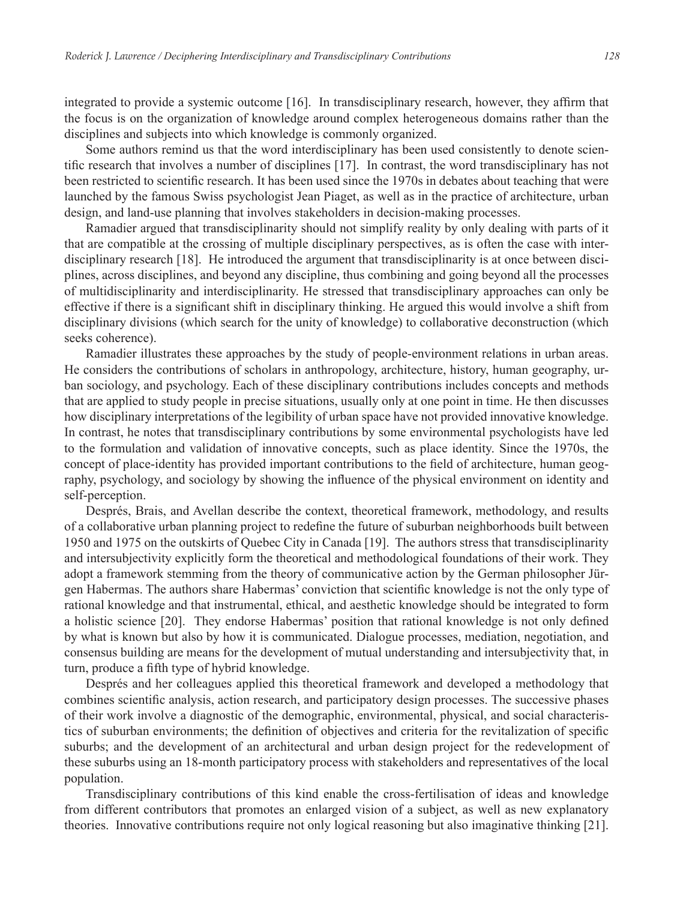integrated to provide a systemic outcome [16]. In transdisciplinary research, however, they affirm that the focus is on the organization of knowledge around complex heterogeneous domains rather than the disciplines and subjects into which knowledge is commonly organized.

Some authors remind us that the word interdisciplinary has been used consistently to denote scientific research that involves a number of disciplines [17]. In contrast, the word transdisciplinary has not been restricted to scientific research. It has been used since the 1970s in debates about teaching that were launched by the famous Swiss psychologist Jean Piaget, as well as in the practice of architecture, urban design, and land-use planning that involves stakeholders in decision-making processes.

Ramadier argued that transdisciplinarity should not simplify reality by only dealing with parts of it that are compatible at the crossing of multiple disciplinary perspectives, as is often the case with interdisciplinary research [18]. He introduced the argument that transdisciplinarity is at once between disciplines, across disciplines, and beyond any discipline, thus combining and going beyond all the processes of multidisciplinarity and interdisciplinarity. He stressed that transdisciplinary approaches can only be effective if there is a significant shift in disciplinary thinking. He argued this would involve a shift from disciplinary divisions (which search for the unity of knowledge) to collaborative deconstruction (which seeks coherence).

Ramadier illustrates these approaches by the study of people-environment relations in urban areas. He considers the contributions of scholars in anthropology, architecture, history, human geography, urban sociology, and psychology. Each of these disciplinary contributions includes concepts and methods that are applied to study people in precise situations, usually only at one point in time. He then discusses how disciplinary interpretations of the legibility of urban space have not provided innovative knowledge. In contrast, he notes that transdisciplinary contributions by some environmental psychologists have led to the formulation and validation of innovative concepts, such as place identity. Since the 1970s, the concept of place-identity has provided important contributions to the field of architecture, human geography, psychology, and sociology by showing the influence of the physical environment on identity and self-perception.

Després, Brais, and Avellan describe the context, theoretical framework, methodology, and results of a collaborative urban planning project to redefine the future of suburban neighborhoods built between 1950 and 1975 on the outskirts of Quebec City in Canada [19]. The authors stress that transdisciplinarity and intersubjectivity explicitly form the theoretical and methodological foundations of their work. They adopt a framework stemming from the theory of communicative action by the German philosopher Jürgen Habermas. The authors share Habermas' conviction that scientific knowledge is not the only type of rational knowledge and that instrumental, ethical, and aesthetic knowledge should be integrated to form a holistic science [20]. They endorse Habermas' position that rational knowledge is not only defined by what is known but also by how it is communicated. Dialogue processes, mediation, negotiation, and consensus building are means for the development of mutual understanding and intersubjectivity that, in turn, produce a fifth type of hybrid knowledge.

Després and her colleagues applied this theoretical framework and developed a methodology that combines scientific analysis, action research, and participatory design processes. The successive phases of their work involve a diagnostic of the demographic, environmental, physical, and social characteristics of suburban environments; the definition of objectives and criteria for the revitalization of specific suburbs; and the development of an architectural and urban design project for the redevelopment of these suburbs using an 18-month participatory process with stakeholders and representatives of the local population.

Transdisciplinary contributions of this kind enable the cross-fertilisation of ideas and knowledge from different contributors that promotes an enlarged vision of a subject, as well as new explanatory theories. Innovative contributions require not only logical reasoning but also imaginative thinking [21].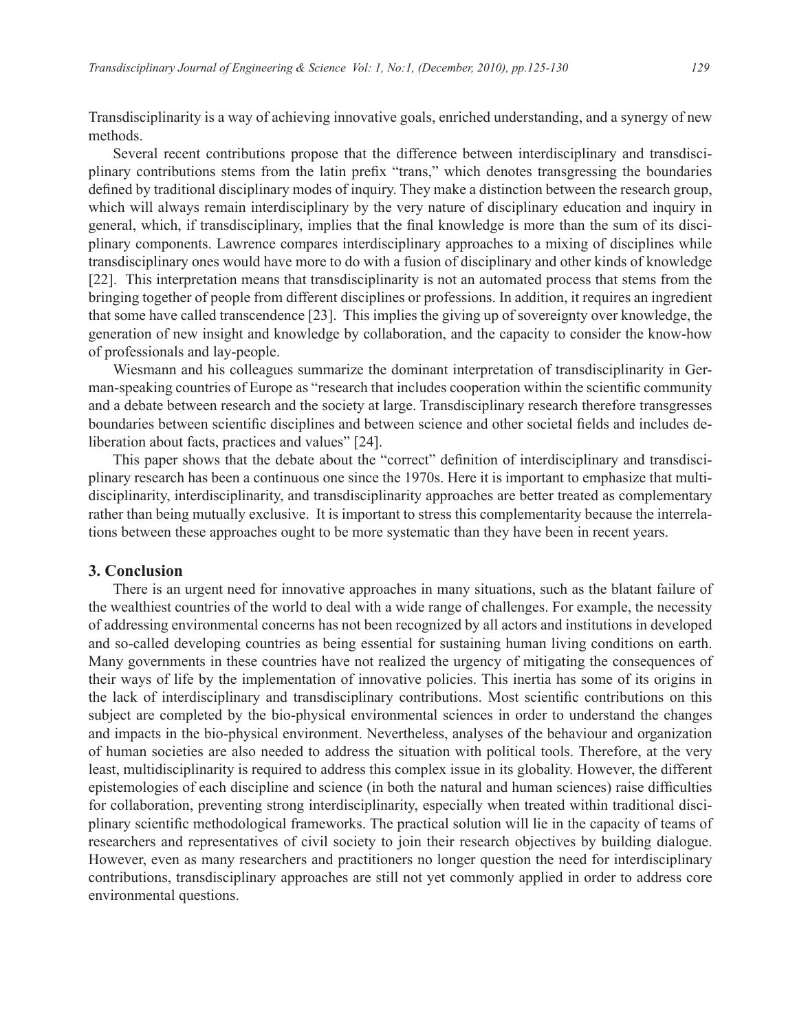Transdisciplinarity is a way of achieving innovative goals, enriched understanding, and a synergy of new methods.

Several recent contributions propose that the difference between interdisciplinary and transdisciplinary contributions stems from the latin prefix "trans," which denotes transgressing the boundaries defined by traditional disciplinary modes of inquiry. They make a distinction between the research group, which will always remain interdisciplinary by the very nature of disciplinary education and inquiry in general, which, if transdisciplinary, implies that the final knowledge is more than the sum of its disciplinary components. Lawrence compares interdisciplinary approaches to a mixing of disciplines while transdisciplinary ones would have more to do with a fusion of disciplinary and other kinds of knowledge [22]. This interpretation means that transdisciplinarity is not an automated process that stems from the bringing together of people from different disciplines or professions. In addition, it requires an ingredient that some have called transcendence [23]. This implies the giving up of sovereignty over knowledge, the generation of new insight and knowledge by collaboration, and the capacity to consider the know-how of professionals and lay-people.

Wiesmann and his colleagues summarize the dominant interpretation of transdisciplinarity in German-speaking countries of Europe as "research that includes cooperation within the scientific community and a debate between research and the society at large. Transdisciplinary research therefore transgresses boundaries between scientific disciplines and between science and other societal fields and includes deliberation about facts, practices and values" [24].

This paper shows that the debate about the "correct" definition of interdisciplinary and transdisciplinary research has been a continuous one since the 1970s. Here it is important to emphasize that multidisciplinarity, interdisciplinarity, and transdisciplinarity approaches are better treated as complementary rather than being mutually exclusive. It is important to stress this complementarity because the interrelations between these approaches ought to be more systematic than they have been in recent years.

## 3. Conclusion

There is an urgent need for innovative approaches in many situations, such as the blatant failure of the wealthiest countries of the world to deal with a wide range of challenges. For example, the necessity of addressing environmental concerns has not been recognized by all actors and institutions in developed and so-called developing countries as being essential for sustaining human living conditions on earth. Many governments in these countries have not realized the urgency of mitigating the consequences of their ways of life by the implementation of innovative policies. This inertia has some of its origins in the lack of interdisciplinary and transdisciplinary contributions. Most scientific contributions on this subject are completed by the bio-physical environmental sciences in order to understand the changes and impacts in the bio-physical environment. Nevertheless, analyses of the behaviour and organization of human societies are also needed to address the situation with political tools. Therefore, at the very least, multidisciplinarity is required to address this complex issue in its globality. However, the different epistemologies of each discipline and science (in both the natural and human sciences) raise difficulties for collaboration, preventing strong interdisciplinarity, especially when treated within traditional disciplinary scientific methodological frameworks. The practical solution will lie in the capacity of teams of researchers and representatives of civil society to join their research objectives by building dialogue. However, even as many researchers and practitioners no longer question the need for interdisciplinary contributions, transdisciplinary approaches are still not yet commonly applied in order to address core environmental questions.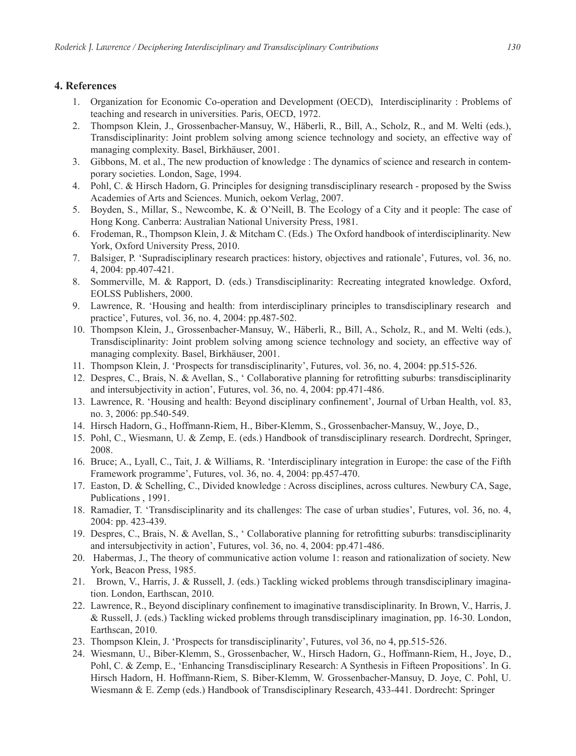## 4. References

1. Organization for Economic Co-operation and Development (OECD), Interdisciplinarity : Problems of teaching and research in universities. Paris, OECD, 1972.
2. Thompson Klein, J., Grossenbacher-Mansuy, W., Häberli, R., Bill, A., Scholz, R., and M. Welti (eds.), Transdisciplinarity: Joint problem solving among science technology and society, an effective way of managing complexity. Basel, Birkhäuser, 2001.
3. Gibbons, M. et al., The new production of knowledge : The dynamics of science and research in contemporary societies. London, Sage, 1994.
4. Pohl, C. & Hirsch Hadorn, G. Principles for designing transdisciplinary research - proposed by the Swiss Academies of Arts and Sciences. Munich, oekom Verlag, 2007.
5. Boyden, S., Millar, S., Newcombe, K. & O'Neill, B. The Ecology of a City and it people: The case of Hong Kong. Canberra: Australian National University Press, 1981.
6. Frodeman, R., Thompson Klein, J. & Mitcham C. (Eds.) The Oxford handbook of interdisciplinarity. New York, Oxford University Press, 2010.
7. Balsiger, P. 'Supradisciplinary research practices: history, objectives and rationale', Futures, vol. 36, no. 4, 2004: pp.407-421.
8. Sommerville, M. & Rapport, D. (eds.) Transdisciplinarity: Recreating integrated knowledge. Oxford, EOLSS Publishers, 2000.
9. Lawrence, R. 'Housing and health: from interdisciplinary principles to transdisciplinary research and practice', Futures, vol. 36, no. 4, 2004: pp.487-502.
10. Thompson Klein, J., Grossenbacher-Mansuy, W., Häberli, R., Bill, A., Scholz, R., and M. Welti (eds.), Transdisciplinarity: Joint problem solving among science technology and society, an effective way of managing complexity. Basel, Birkhäuser, 2001.
11. Thompson Klein, J. 'Prospects for transdisciplinarity', Futures, vol. 36, no. 4, 2004: pp.515-526.
12. Despres, C., Brais, N. & Avellan, S., ' Collaborative planning for retrofitting suburbs: transdisciplinarity and intersubjectivity in action', Futures, vol. 36, no. 4, 2004: pp.471-486.
13. Lawrence, R. 'Housing and health: Beyond disciplinary confinement', Journal of Urban Health, vol. 83, no. 3, 2006: pp.540-549.
14. Hirsch Hadorn, G., Hoffmann-Riem, H., Biber-Klemm, S., Grossenbacher-Mansuy, W., Joye, D.,
15. Pohl, C., Wiesmann, U. & Zemp, E. (eds.) Handbook of transdisciplinary research. Dordrecht, Springer, 2008.
16. Bruce; A., Lyall, C., Tait, J. & Williams, R. 'Interdisciplinary integration in Europe: the case of the Fifth Framework programme', Futures, vol. 36, no. 4, 2004: pp.457-470.
17. Easton, D. & Schelling, C., Divided knowledge : Across disciplines, across cultures. Newbury CA, Sage, Publications , 1991.
18. Ramadier, T. 'Transdisciplinarity and its challenges: The case of urban studies', Futures, vol. 36, no. 4, 2004: pp. 423-439.
19. Despres, C., Brais, N. & Avellan, S., ' Collaborative planning for retrofitting suburbs: transdisciplinarity and intersubjectivity in action', Futures, vol. 36, no. 4, 2004: pp.471-486.
20. Habermas, J., The theory of communicative action volume 1: reason and rationalization of society. New York, Beacon Press, 1985.
21. Brown, V., Harris, J. & Russell, J. (eds.) Tackling wicked problems through transdisciplinary imagination. London, Earthscan, 2010.
22. Lawrence, R., Beyond disciplinary confinement to imaginative transdisciplinarity. In Brown, V., Harris, J. & Russell, J. (eds.) Tackling wicked problems through transdisciplinary imagination, pp. 16-30. London, Earthscan, 2010.
23. Thompson Klein, J. 'Prospects for transdisciplinarity', Futures, vol 36, no 4, pp.515-526.
24. Wiesmann, U., Biber-Klemm, S., Grossenbacher, W., Hirsch Hadorn, G., Hoffmann-Riem, H., Joye, D., Pohl, C. & Zemp, E., 'Enhancing Transdisciplinary Research: A Synthesis in Fifteen Propositions'. In G. Hirsch Hadorn, H. Hoffmann-Riem, S. Biber-Klemm, W. Grossenbacher-Mansuy, D. Joye, C. Pohl, U. Wiesmann & E. Zemp (eds.) Handbook of Transdisciplinary Research, 433-441. Dordrecht: Springer